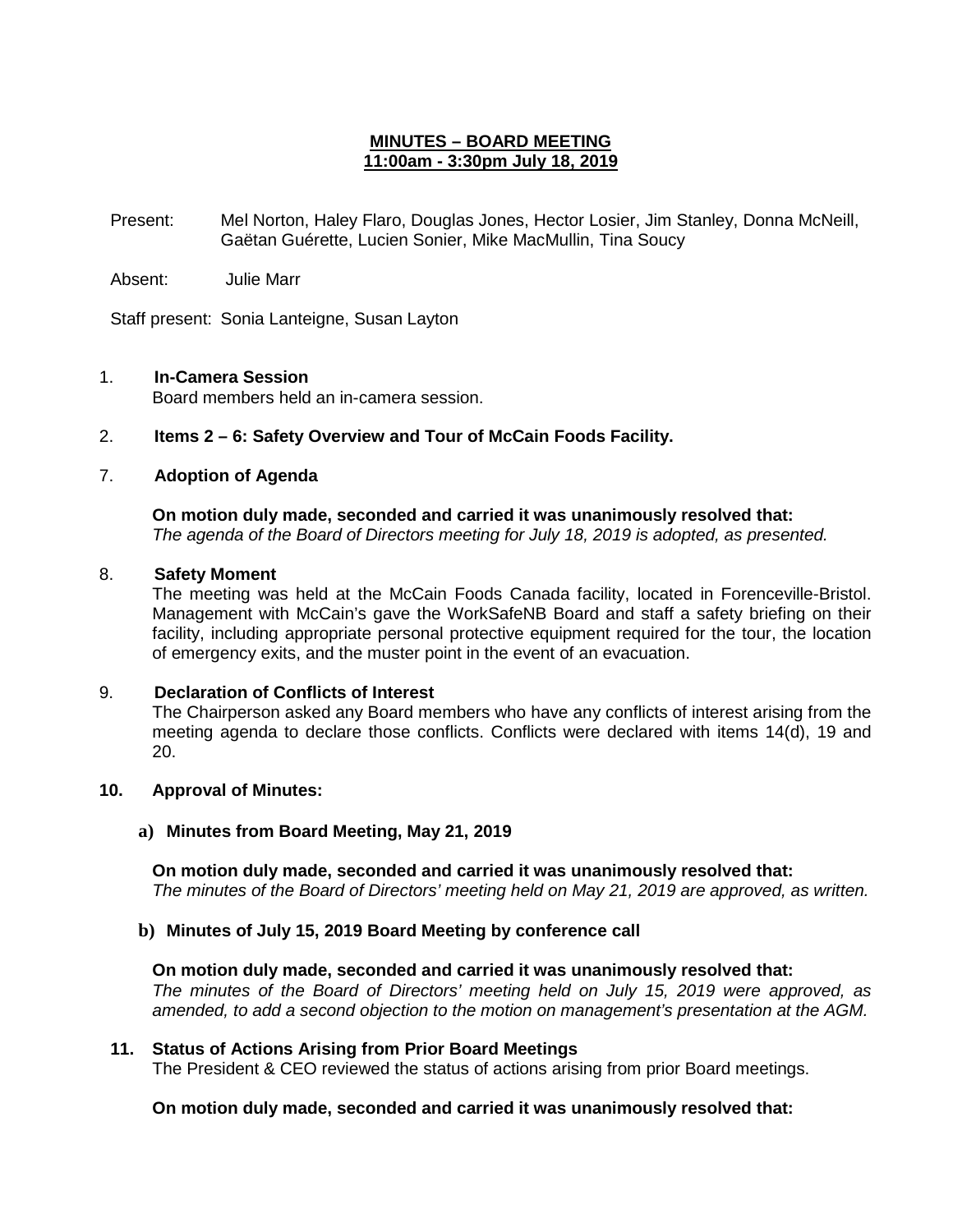**MINUTES – BOARD MEETING**
**11:00am - 3:30pm July 18, 2019**

Present: Mel Norton, Haley Flaro, Douglas Jones, Hector Losier, Jim Stanley, Donna McNeill, Gaëtan Guérette, Lucien Sonier, Mike MacMullin, Tina Soucy

Absent: Julie Marr

Staff present: Sonia Lanteigne, Susan Layton

1. **In-Camera Session**
   Board members held an in-camera session.

2. **Items 2 – 6: Safety Overview and Tour of McCain Foods Facility.**

7. **Adoption of Agenda**

   **On motion duly made, seconded and carried it was unanimously resolved that:**
   *The agenda of the Board of Directors meeting for July 18, 2019 is adopted, as presented.*

8. **Safety Moment**
   The meeting was held at the McCain Foods Canada facility, located in Forenceville-Bristol. Management with McCain's gave the WorkSafeNB Board and staff a safety briefing on their facility, including appropriate personal protective equipment required for the tour, the location of emergency exits, and the muster point in the event of an evacuation.

9. **Declaration of Conflicts of Interest**
   The Chairperson asked any Board members who have any conflicts of interest arising from the meeting agenda to declare those conflicts. Conflicts were declared with items 14(d), 19 and 20.

10. **Approval of Minutes:**

    a) **Minutes from Board Meeting, May 21, 2019**

    **On motion duly made, seconded and carried it was unanimously resolved that:**
    *The minutes of the Board of Directors' meeting held on May 21, 2019 are approved, as written.*

    b) **Minutes of July 15, 2019 Board Meeting by conference call**

    **On motion duly made, seconded and carried it was unanimously resolved that:**
    *The minutes of the Board of Directors' meeting held on July 15, 2019 were approved, as amended, to add a second objection to the motion on management's presentation at the AGM.*

11. **Status of Actions Arising from Prior Board Meetings**
    The President & CEO reviewed the status of actions arising from prior Board meetings.

    **On motion duly made, seconded and carried it was unanimously resolved that:**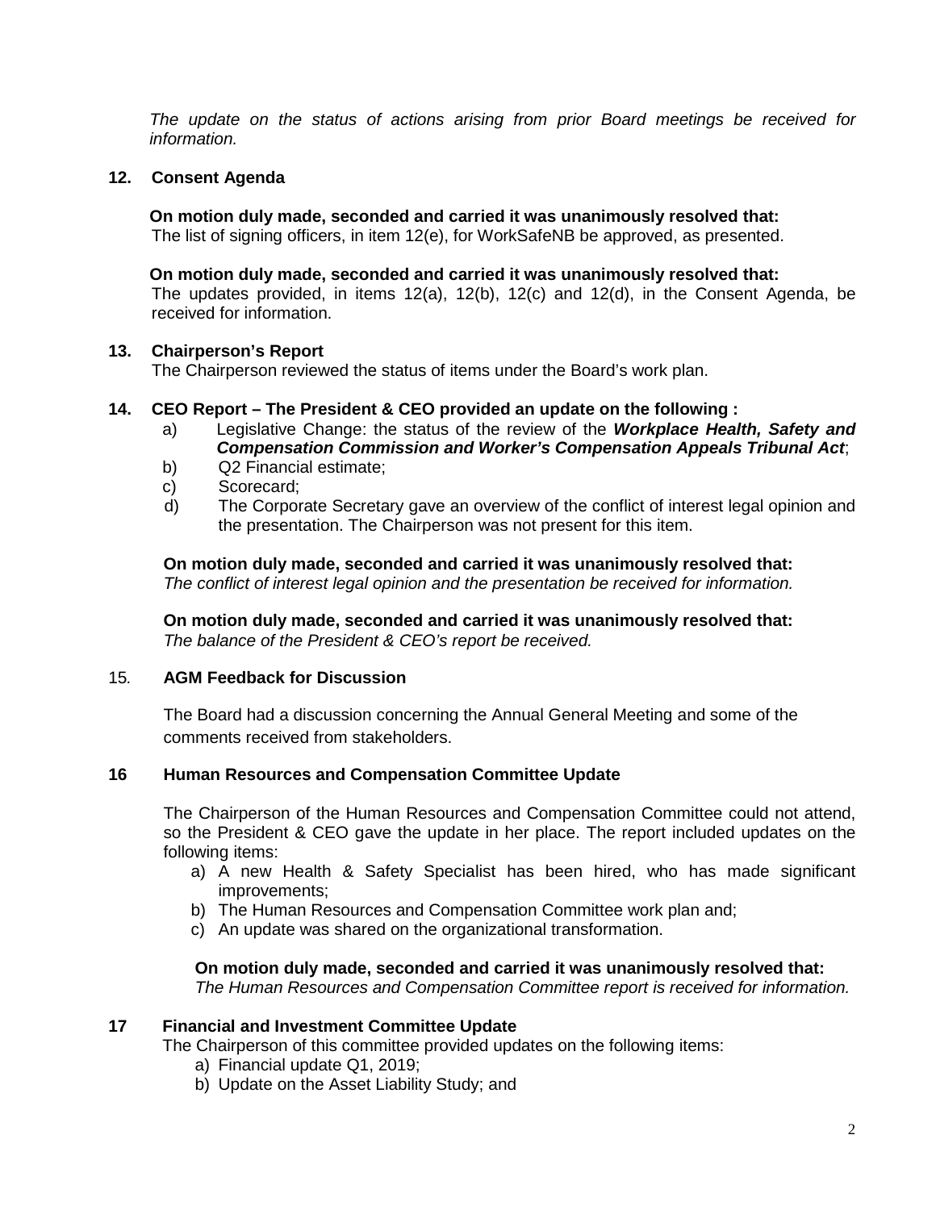*The update on the status of actions arising from prior Board meetings be received for information.*

## 12. Consent Agenda

**On motion duly made, seconded and carried it was unanimously resolved that:**
The list of signing officers, in item 12(e), for WorkSafeNB be approved, as presented.

**On motion duly made, seconded and carried it was unanimously resolved that:**
The updates provided, in items 12(a), 12(b), 12(c) and 12(d), in the Consent Agenda, be received for information.

## 13. Chairperson's Report

The Chairperson reviewed the status of items under the Board's work plan.

## 14. CEO Report – The President & CEO provided an update on the following :

a) Legislative Change: the status of the review of the ***Workplace Health, Safety and Compensation Commission and Worker's Compensation Appeals Tribunal Act***;
b) Q2 Financial estimate;
c) Scorecard;
d) The Corporate Secretary gave an overview of the conflict of interest legal opinion and the presentation. The Chairperson was not present for this item.

**On motion duly made, seconded and carried it was unanimously resolved that:**
*The conflict of interest legal opinion and the presentation be received for information.*

**On motion duly made, seconded and carried it was unanimously resolved that:**
*The balance of the President & CEO's report be received.*

## 15. AGM Feedback for Discussion

The Board had a discussion concerning the Annual General Meeting and some of the comments received from stakeholders.

## 16 Human Resources and Compensation Committee Update

The Chairperson of the Human Resources and Compensation Committee could not attend, so the President & CEO gave the update in her place. The report included updates on the following items:

a) A new Health & Safety Specialist has been hired, who has made significant improvements;
b) The Human Resources and Compensation Committee work plan and;
c) An update was shared on the organizational transformation.

**On motion duly made, seconded and carried it was unanimously resolved that:**
*The Human Resources and Compensation Committee report is received for information.*

## 17 Financial and Investment Committee Update

The Chairperson of this committee provided updates on the following items:

a) Financial update Q1, 2019;
b) Update on the Asset Liability Study; and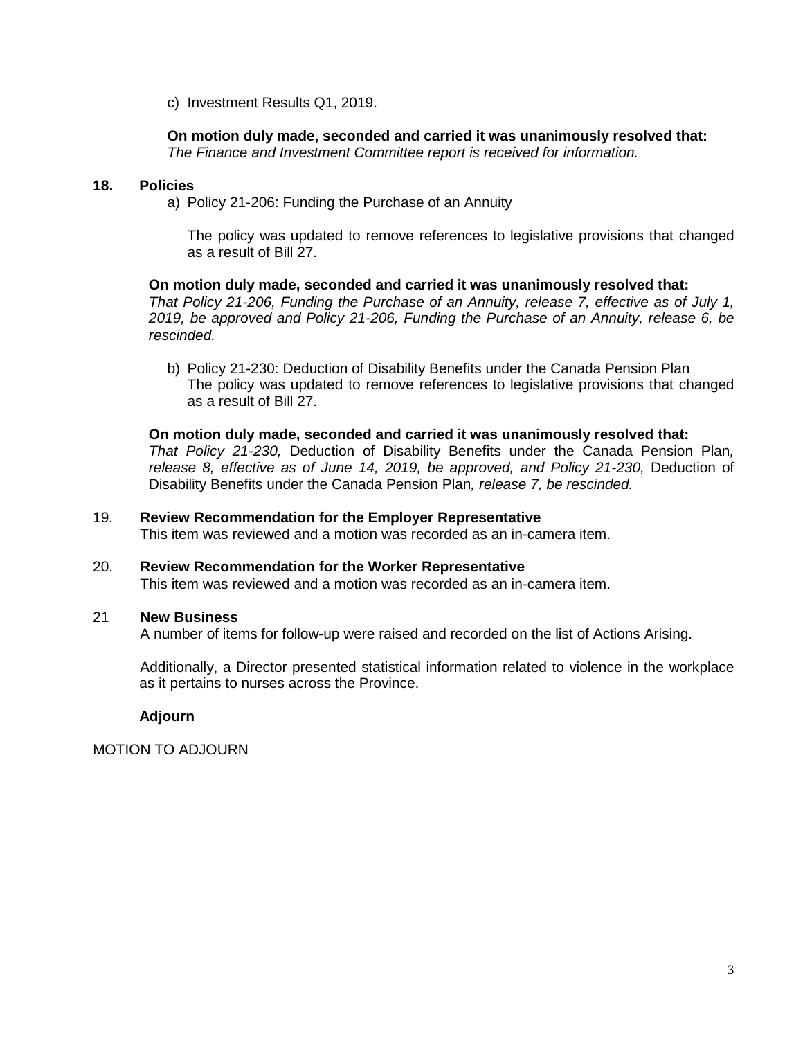c) Investment Results Q1, 2019.

**On motion duly made, seconded and carried it was unanimously resolved that:**
*The Finance and Investment Committee report is received for information.*

**18. Policies**

a) Policy 21-206: Funding the Purchase of an Annuity

The policy was updated to remove references to legislative provisions that changed as a result of Bill 27.

**On motion duly made, seconded and carried it was unanimously resolved that:**
*That Policy 21-206, Funding the Purchase of an Annuity, release 7, effective as of July 1, 2019, be approved and Policy 21-206, Funding the Purchase of an Annuity, release 6, be rescinded.*

b) Policy 21-230: Deduction of Disability Benefits under the Canada Pension Plan
The policy was updated to remove references to legislative provisions that changed as a result of Bill 27.

**On motion duly made, seconded and carried it was unanimously resolved that:**
*That Policy 21-230,* Deduction of Disability Benefits under the Canada Pension Plan*, release 8, effective as of June 14, 2019, be approved, and Policy 21-230,* Deduction of Disability Benefits under the Canada Pension Plan*, release 7, be rescinded.*

19. **Review Recommendation for the Employer Representative**
This item was reviewed and a motion was recorded as an in-camera item.

20. **Review Recommendation for the Worker Representative**
This item was reviewed and a motion was recorded as an in-camera item.

21 **New Business**
A number of items for follow-up were raised and recorded on the list of Actions Arising.

Additionally, a Director presented statistical information related to violence in the workplace as it pertains to nurses across the Province.

**Adjourn**

MOTION TO ADJOURN